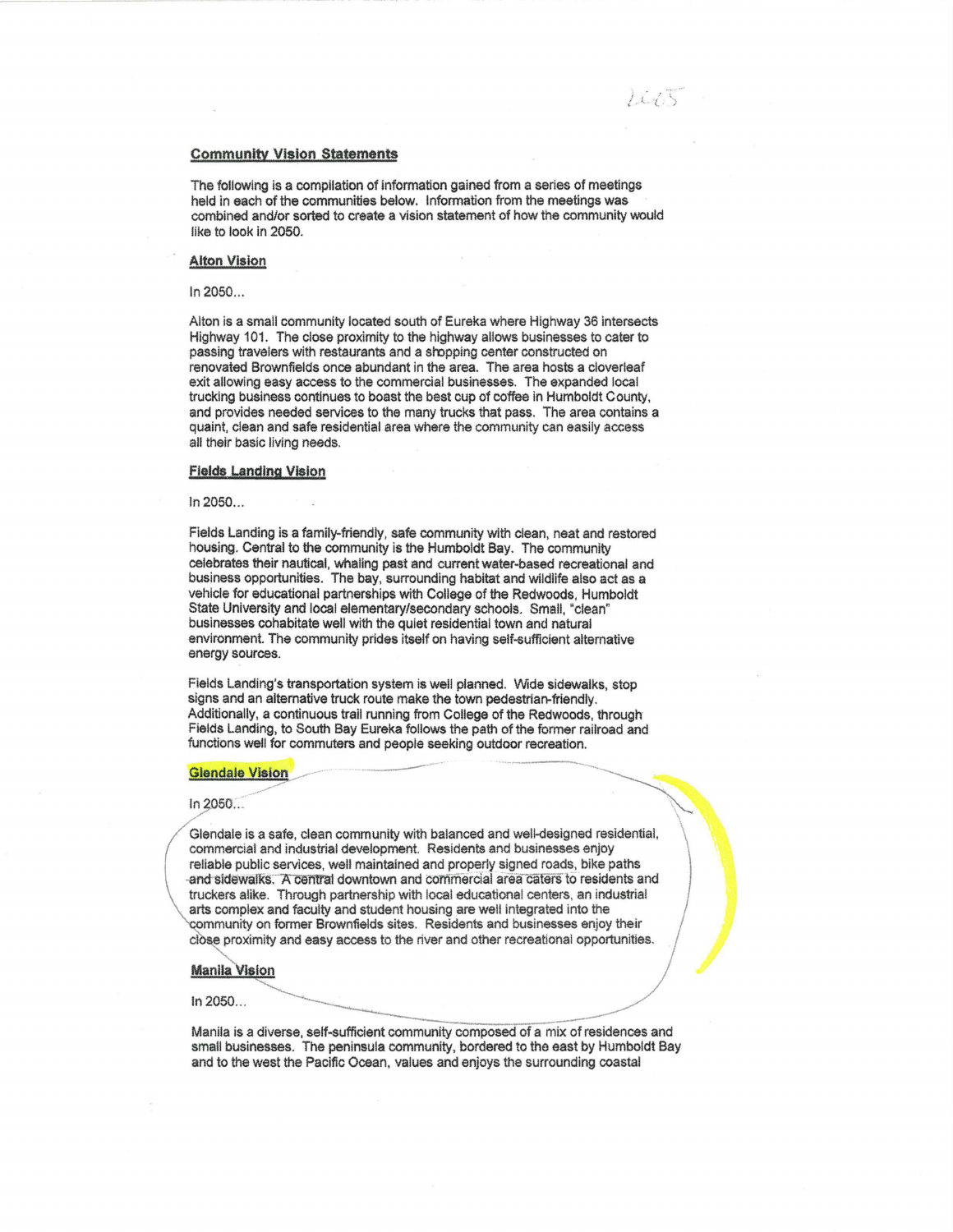2005

## Community Vision Statements

The following is a compilation of information gained from a series of meetings held in each of the communities below. Information from the meetings was combined and/or sorted to create a vision statement of how the community would like to look in 2050.

### Alton Vision

In 2050...

Alton is a small community located south of Eureka where Highway 36 intersects Highway 101. The close proximity to the highway allows businesses to cater to passing travelers with restaurants and a shopping center constructed on renovated Brownfields once abundant in the area. The area hosts a cloverleaf exit allowing easy access to the commercial businesses. The expanded local trucking business continues to boast the best cup of coffee in Humboldt County, and provides needed services to the many trucks that pass. The area contains a quaint, clean and safe residential area where the community can easily access all their basic living needs.

### Fields Landing Vision

In 2050...

Fields Landing is a family-friendly, safe community with clean, neat and restored housing. Central to the community is the Humboldt Bay. The community celebrates their nautical, whaling past and current water-based recreational and business opportunities. The bay, surrounding habitat and wildlife also act as a vehicle for educational partnerships with College of the Redwoods, Humboldt State University and local elementary/secondary schools. Small, "clean" businesses cohabitate well with the quiet residential town and natural environment. The community prides itself on having self-sufficient alternative energy sources.

Fields Landing's transportation system is well planned. Wide sidewalks, stop signs and an alternative truck route make the town pedestrian-friendly. Additionally, a continuous trail running from College of the Redwoods, through Fields Landing, to South Bay Eureka follows the path of the former railroad and functions well for commuters and people seeking outdoor recreation.

### Glendale Vision

In 2050...

Glendale is a safe, clean community with balanced and well-designed residential, commercial and industrial development. Residents and businesses enjoy reliable public services, well maintained and properly signed roads, bike paths and sidewalks. A central downtown and commercial area caters to residents and truckers alike. Through partnership with local educational centers, an industrial arts complex and faculty and student housing are well integrated into the community on former Brownfields sites. Residents and businesses enjoy their close proximity and easy access to the river and other recreational opportunities.

### Manila Vision

In 2050...

Manila is a diverse, self-sufficient community composed of a mix of residences and small businesses. The peninsula community, bordered to the east by Humboldt Bay and to the west the Pacific Ocean, values and enjoys the surrounding coastal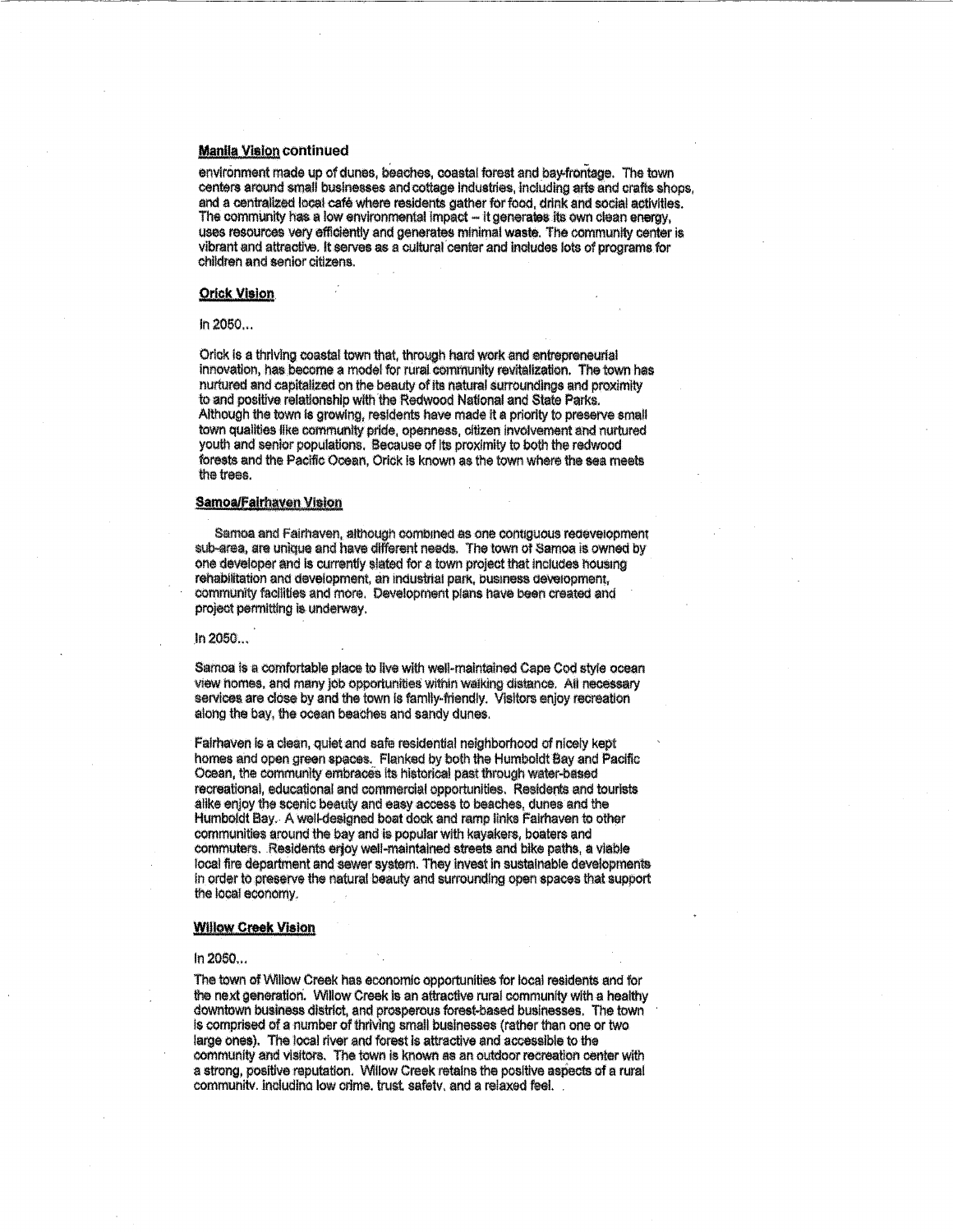**Manila Vision continued**

environment made up of dunes, beaches, coastal forest and bay-frontage. The town centers around small businesses and cottage industries, including arts and crafts shops, and a centralized local café where residents gather for food, drink and social activities. The community has a low environmental impact – it generates its own clean energy, uses resources very efficiently and generates minimal waste. The community center is vibrant and attractive. It serves as a cultural center and includes lots of programs for children and senior citizens.

**Orick Vision**

In 2050...

Orick is a thriving coastal town that, through hard work and entrepreneurial innovation, has become a model for rural community revitalization. The town has nurtured and capitalized on the beauty of its natural surroundings and proximity to and positive relationship with the Redwood National and State Parks. Although the town is growing, residents have made it a priority to preserve small town qualities like community pride, openness, citizen involvement and nurtured youth and senior populations. Because of its proximity to both the redwood forests and the Pacific Ocean, Orick is known as the town where the sea meets the trees.

**Samoa/Fairhaven Vision**

Samoa and Fairhaven, although combined as one contiguous redevelopment sub-area, are unique and have different needs. The town of Samoa is owned by one developer and is currently slated for a town project that includes housing rehabilitation and development, an industrial park, business development, community facilities and more. Development plans have been created and project permitting is underway.

In 2050...

Samoa is a comfortable place to live with well-maintained Cape Cod style ocean view homes, and many job opportunities within walking distance. All necessary services are close by and the town is family-friendly. Visitors enjoy recreation along the bay, the ocean beaches and sandy dunes.

Fairhaven is a clean, quiet and safe residential neighborhood of nicely kept homes and open green spaces. Flanked by both the Humboldt Bay and Pacific Ocean, the community embraces its historical past through water-based recreational, educational and commercial opportunities. Residents and tourists alike enjoy the scenic beauty and easy access to beaches, dunes and the Humboldt Bay. A well-designed boat dock and ramp links Fairhaven to other communities around the bay and is popular with kayakers, boaters and commuters. Residents enjoy well-maintained streets and bike paths, a viable local fire department and sewer system. They invest in sustainable developments in order to preserve the natural beauty and surrounding open spaces that support the local economy.

**Willow Creek Vision**

In 2050...

The town of Willow Creek has economic opportunities for local residents and for the next generation. Willow Creek is an attractive rural community with a healthy downtown business district, and prosperous forest-based businesses. The town is comprised of a number of thriving small businesses (rather than one or two large ones). The local river and forest is attractive and accessible to the community and visitors. The town is known as an outdoor recreation center with a strong, positive reputation. Willow Creek retains the positive aspects of a rural community, including low crime, trust, safety, and a relaxed feel.